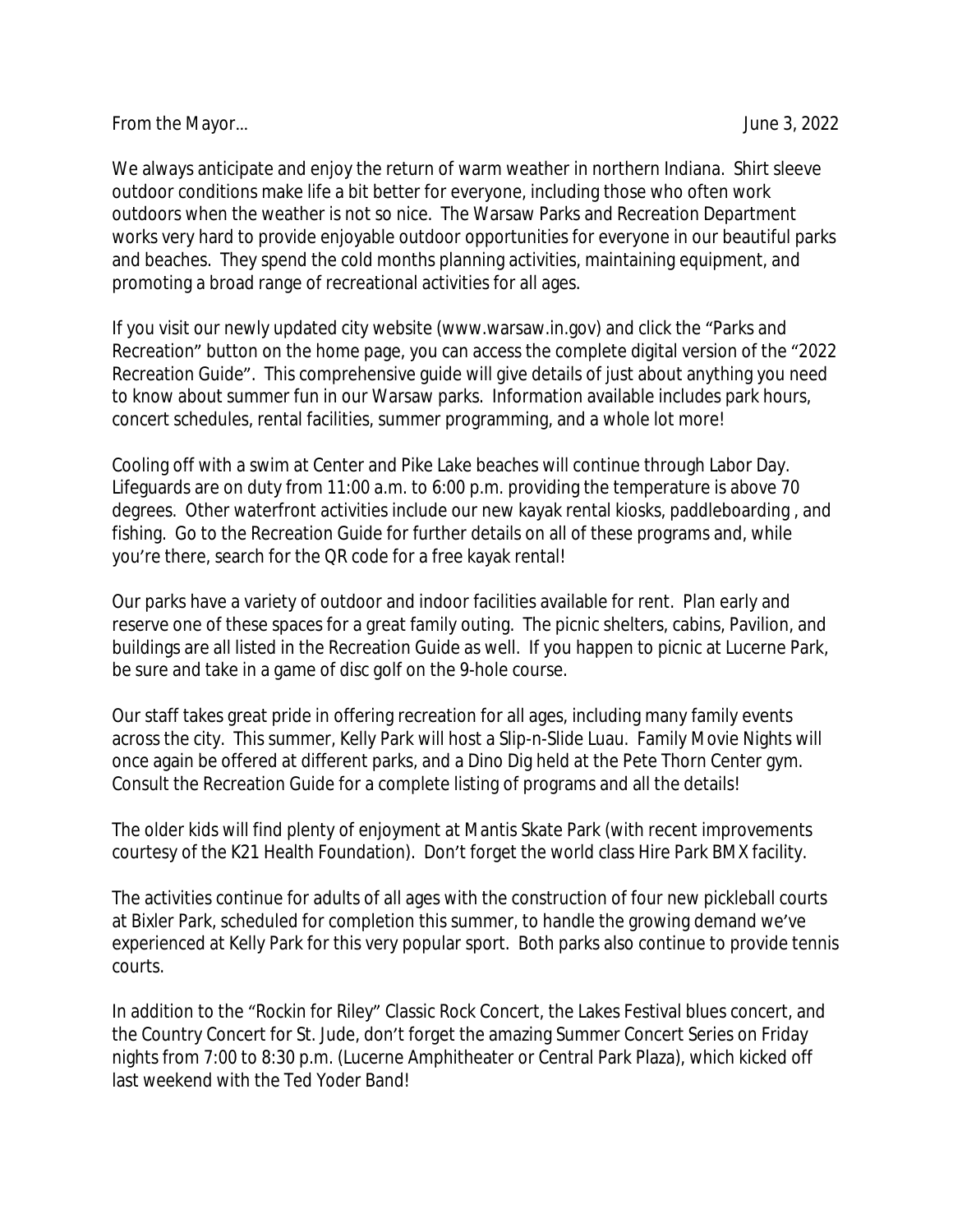From the Mayor… June 3, 2022

We always anticipate and enjoy the return of warm weather in northern Indiana. Shirt sleeve outdoor conditions make life a bit better for everyone, including those who often work outdoors when the weather is not so nice. The Warsaw Parks and Recreation Department works very hard to provide enjoyable outdoor opportunities for everyone in our beautiful parks and beaches. They spend the cold months planning activities, maintaining equipment, and promoting a broad range of recreational activities for all ages.

If you visit our newly updated city website (www.warsaw.in.gov) and click the "Parks and Recreation" button on the home page, you can access the complete digital version of the "2022 Recreation Guide". This comprehensive guide will give details of just about anything you need to know about summer fun in our Warsaw parks. Information available includes park hours, concert schedules, rental facilities, summer programming, and a whole lot more!

Cooling off with a swim at Center and Pike Lake beaches will continue through Labor Day. Lifeguards are on duty from 11:00 a.m. to 6:00 p.m. providing the temperature is above 70 degrees. Other waterfront activities include our new kayak rental kiosks, paddleboarding , and fishing. Go to the Recreation Guide for further details on all of these programs and, while you're there, search for the QR code for a free kayak rental!

Our parks have a variety of outdoor and indoor facilities available for rent. Plan early and reserve one of these spaces for a great family outing. The picnic shelters, cabins, Pavilion, and buildings are all listed in the Recreation Guide as well. If you happen to picnic at Lucerne Park, be sure and take in a game of disc golf on the 9-hole course.

Our staff takes great pride in offering recreation for all ages, including many family events across the city. This summer, Kelly Park will host a Slip-n-Slide Luau. Family Movie Nights will once again be offered at different parks, and a Dino Dig held at the Pete Thorn Center gym. Consult the Recreation Guide for a complete listing of programs and all the details!

The older kids will find plenty of enjoyment at Mantis Skate Park (with recent improvements courtesy of the K21 Health Foundation). Don't forget the world class Hire Park BMX facility.

The activities continue for adults of all ages with the construction of four new pickleball courts at Bixler Park, scheduled for completion this summer, to handle the growing demand we've experienced at Kelly Park for this very popular sport. Both parks also continue to provide tennis courts.

In addition to the "Rockin for Riley" Classic Rock Concert, the Lakes Festival blues concert, and the Country Concert for St. Jude, don't forget the amazing Summer Concert Series on Friday nights from 7:00 to 8:30 p.m. (Lucerne Amphitheater or Central Park Plaza), which kicked off last weekend with the Ted Yoder Band!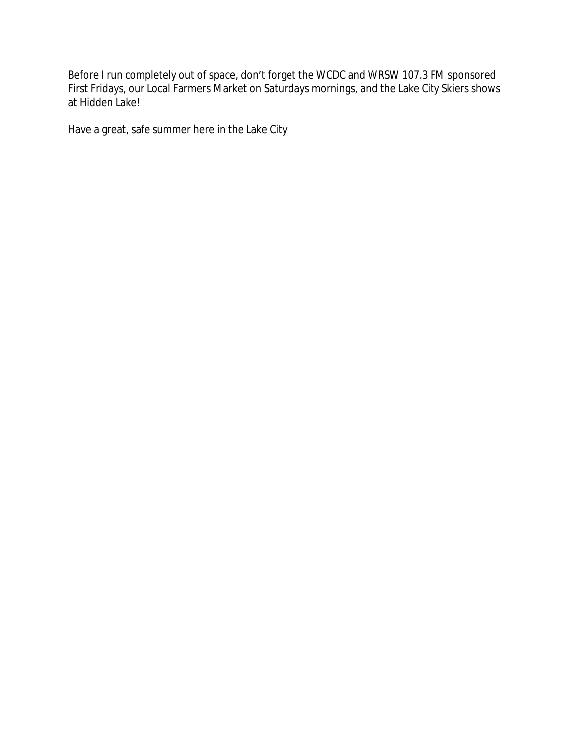Before I run completely out of space, don't forget the WCDC and WRSW 107.3 FM sponsored First Fridays, our Local Farmers Market on Saturdays mornings, and the Lake City Skiers shows at Hidden Lake!

Have a great, safe summer here in the Lake City!